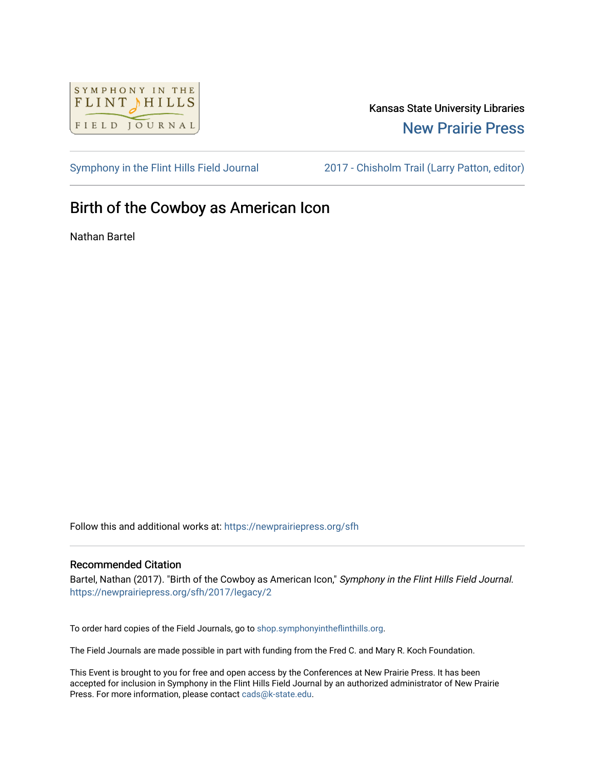SYMPHONY IN THE FLINT HILLS FIELD JOURNAL

Kansas State University Libraries

New Prairie Press

Symphony in the Flint Hills Field Journal

2017 - Chisholm Trail (Larry Patton, editor)

# Birth of the Cowboy as American Icon

Nathan Bartel

Follow this and additional works at: https://newprairiepress.org/sfh

## Recommended Citation

Bartel, Nathan (2017). "Birth of the Cowboy as American Icon," *Symphony in the Flint Hills Field Journal*. https://newprairiepress.org/sfh/2017/legacy/2

To order hard copies of the Field Journals, go to shop.symphonyintheflinthills.org.

The Field Journals are made possible in part with funding from the Fred C. and Mary R. Koch Foundation.

This Event is brought to you for free and open access by the Conferences at New Prairie Press. It has been accepted for inclusion in Symphony in the Flint Hills Field Journal by an authorized administrator of New Prairie Press. For more information, please contact cads@k-state.edu.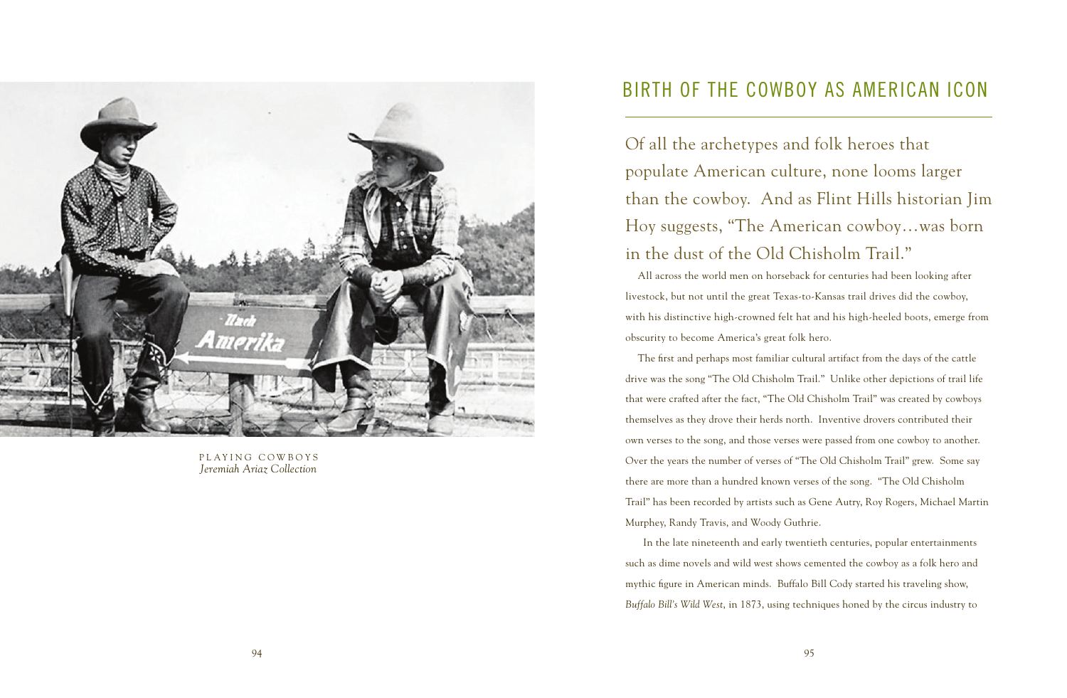PLAYING COWBOYS
*Jeremiah Ariaz Collection*

## BIRTH OF THE COWBOY AS AMERICAN ICON

Of all the archetypes and folk heroes that populate American culture, none looms larger than the cowboy. And as Flint Hills historian Jim Hoy suggests, "The American cowboy…was born in the dust of the Old Chisholm Trail."

All across the world men on horseback for centuries had been looking after livestock, but not until the great Texas-to-Kansas trail drives did the cowboy, with his distinctive high-crowned felt hat and his high-heeled boots, emerge from obscurity to become America's great folk hero.

The first and perhaps most familiar cultural artifact from the days of the cattle drive was the song "The Old Chisholm Trail." Unlike other depictions of trail life that were crafted after the fact, "The Old Chisholm Trail" was created by cowboys themselves as they drove their herds north. Inventive drovers contributed their own verses to the song, and those verses were passed from one cowboy to another. Over the years the number of verses of "The Old Chisholm Trail" grew. Some say there are more than a hundred known verses of the song. "The Old Chisholm Trail" has been recorded by artists such as Gene Autry, Roy Rogers, Michael Martin Murphey, Randy Travis, and Woody Guthrie.

In the late nineteenth and early twentieth centuries, popular entertainments such as dime novels and wild west shows cemented the cowboy as a folk hero and mythic figure in American minds. Buffalo Bill Cody started his traveling show, *Buffalo Bill's Wild West*, in 1873, using techniques honed by the circus industry to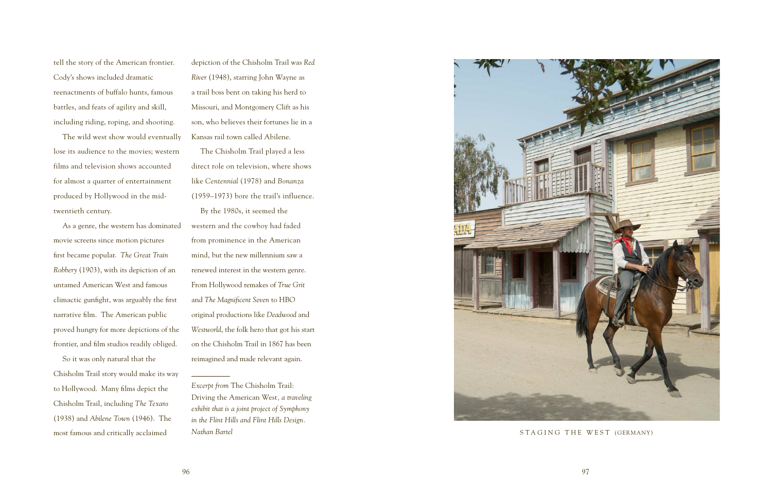tell the story of the American frontier. Cody's shows included dramatic reenactments of buffalo hunts, famous battles, and feats of agility and skill, including riding, roping, and shooting.

The wild west show would eventually lose its audience to the movies; western films and television shows accounted for almost a quarter of entertainment produced by Hollywood in the mid-twentieth century.

As a genre, the western has dominated movie screens since motion pictures first became popular. *The Great Train Robbery* (1903), with its depiction of an untamed American West and famous climactic gunfight, was arguably the first narrative film. The American public proved hungry for more depictions of the frontier, and film studios readily obliged.

So it was only natural that the Chisholm Trail story would make its way to Hollywood. Many films depict the Chisholm Trail, including *The Texans* (1938) and *Abilene Town* (1946). The most famous and critically acclaimed depiction of the Chisholm Trail was *Red River* (1948), starring John Wayne as a trail boss bent on taking his herd to Missouri, and Montgomery Clift as his son, who believes their fortunes lie in a Kansas rail town called Abilene.

The Chisholm Trail played a less direct role on television, where shows like *Centennial* (1978) and *Bonanza* (1959–1973) bore the trail's influence.

By the 1980s, it seemed the western and the cowboy had faded from prominence in the American mind, but the new millennium saw a renewed interest in the western genre. From Hollywood remakes of *True Grit* and *The Magnificent Seven* to HBO original productions like *Deadwood* and *Westworld*, the folk hero that got his start on the Chisholm Trail in 1867 has been reimagined and made relevant again.

---

*Excerpt from* The Chisholm Trail: Driving the American West, *a traveling exhibit that is a joint project of Symphony in the Flint Hills and Flint Hills Design. Nathan Bartel*

STAGING THE WEST (GERMANY)